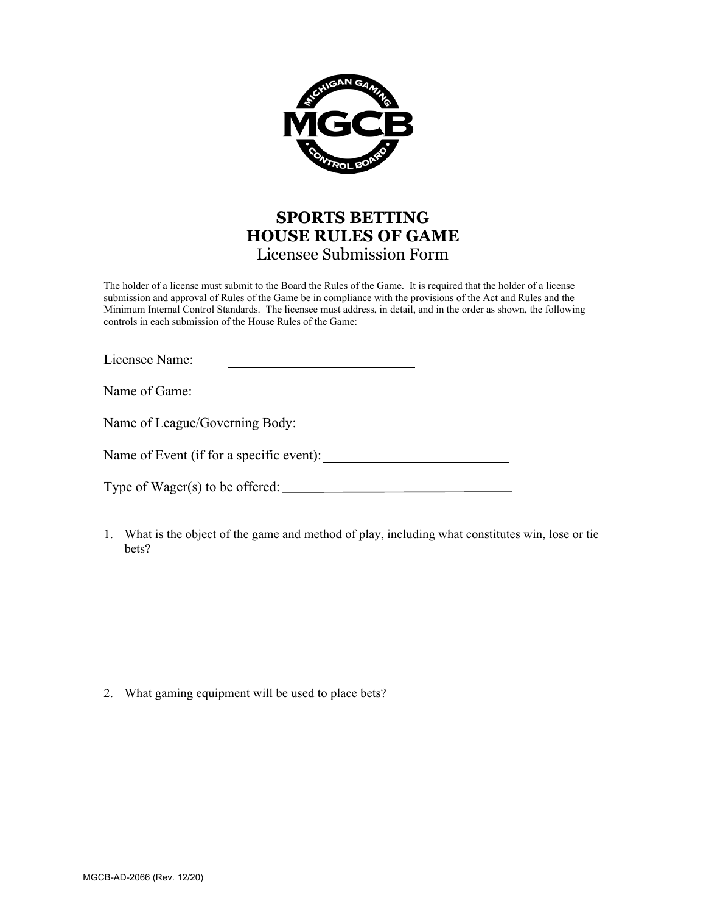# SPORTS BETTING
# HOUSE RULES OF GAME
## Licensee Submission Form

The holder of a license must submit to the Board the Rules of the Game. It is required that the holder of a license submission and approval of Rules of the Game be in compliance with the provisions of the Act and Rules and the Minimum Internal Control Standards. The licensee must address, in detail, and in the order as shown, the following controls in each submission of the House Rules of the Game:

Licensee Name: ___________________________

Name of Game: ___________________________

Name of League/Governing Body: ___________________________

Name of Event (if for a specific event): ___________________________

Type of Wager(s) to be offered: ___________________________

1. What is the object of the game and method of play, including what constitutes win, lose or tie bets?

2. What gaming equipment will be used to place bets?

MGCB-AD-2066 (Rev. 12/20)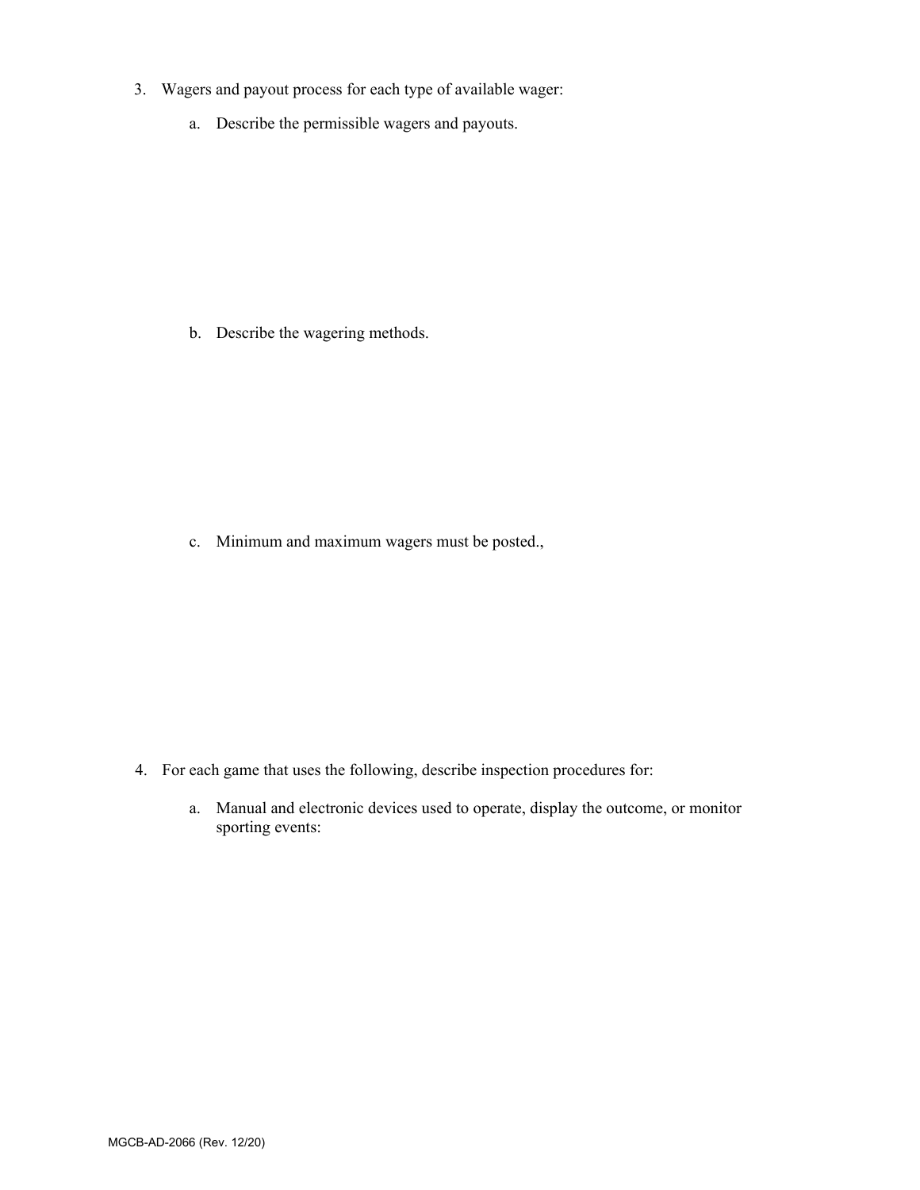3. Wagers and payout process for each type of available wager:

   a. Describe the permissible wagers and payouts.

   b. Describe the wagering methods.

   c. Minimum and maximum wagers must be posted.,

4. For each game that uses the following, describe inspection procedures for:

   a. Manual and electronic devices used to operate, display the outcome, or monitor sporting events: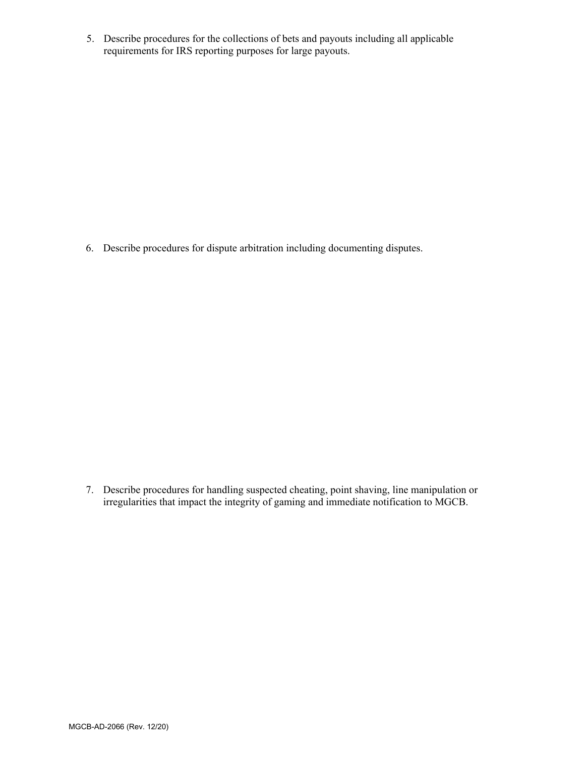5. Describe procedures for the collections of bets and payouts including all applicable requirements for IRS reporting purposes for large payouts.

6. Describe procedures for dispute arbitration including documenting disputes.

7. Describe procedures for handling suspected cheating, point shaving, line manipulation or irregularities that impact the integrity of gaming and immediate notification to MGCB.

MGCB-AD-2066 (Rev. 12/20)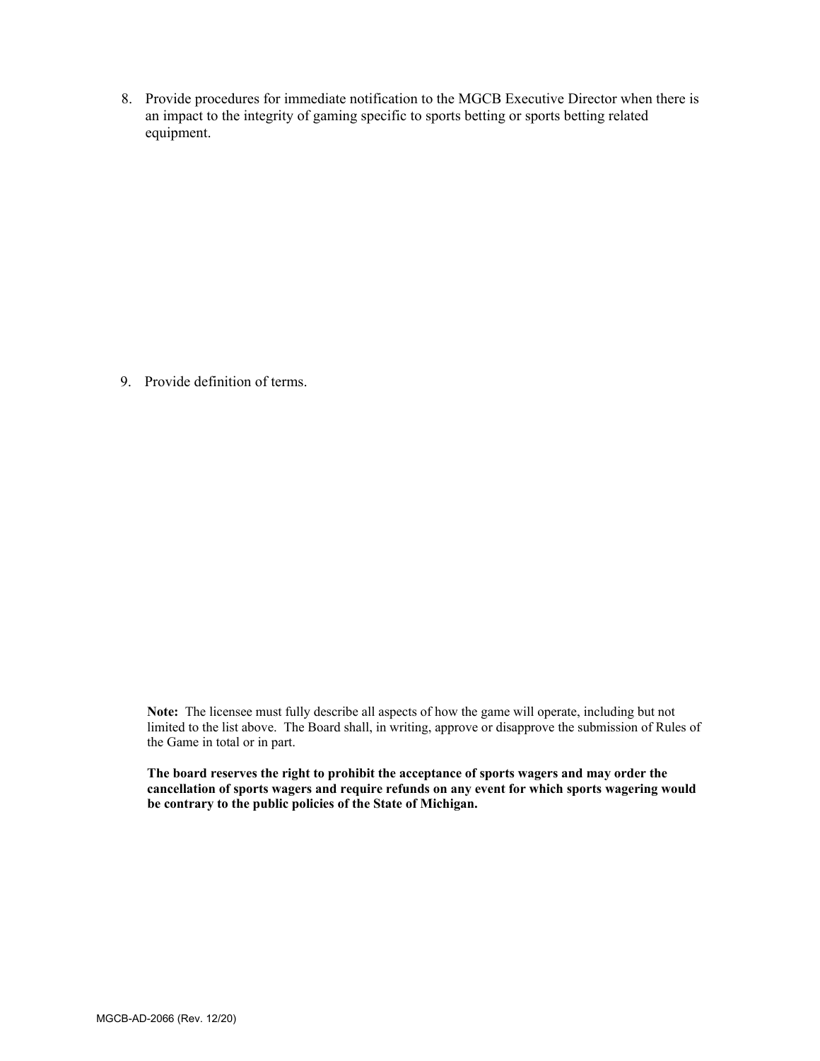8. Provide procedures for immediate notification to the MGCB Executive Director when there is an impact to the integrity of gaming specific to sports betting or sports betting related equipment.

9. Provide definition of terms.

**Note:** The licensee must fully describe all aspects of how the game will operate, including but not limited to the list above. The Board shall, in writing, approve or disapprove the submission of Rules of the Game in total or in part.

**The board reserves the right to prohibit the acceptance of sports wagers and may order the cancellation of sports wagers and require refunds on any event for which sports wagering would be contrary to the public policies of the State of Michigan.**

MGCB-AD-2066 (Rev. 12/20)